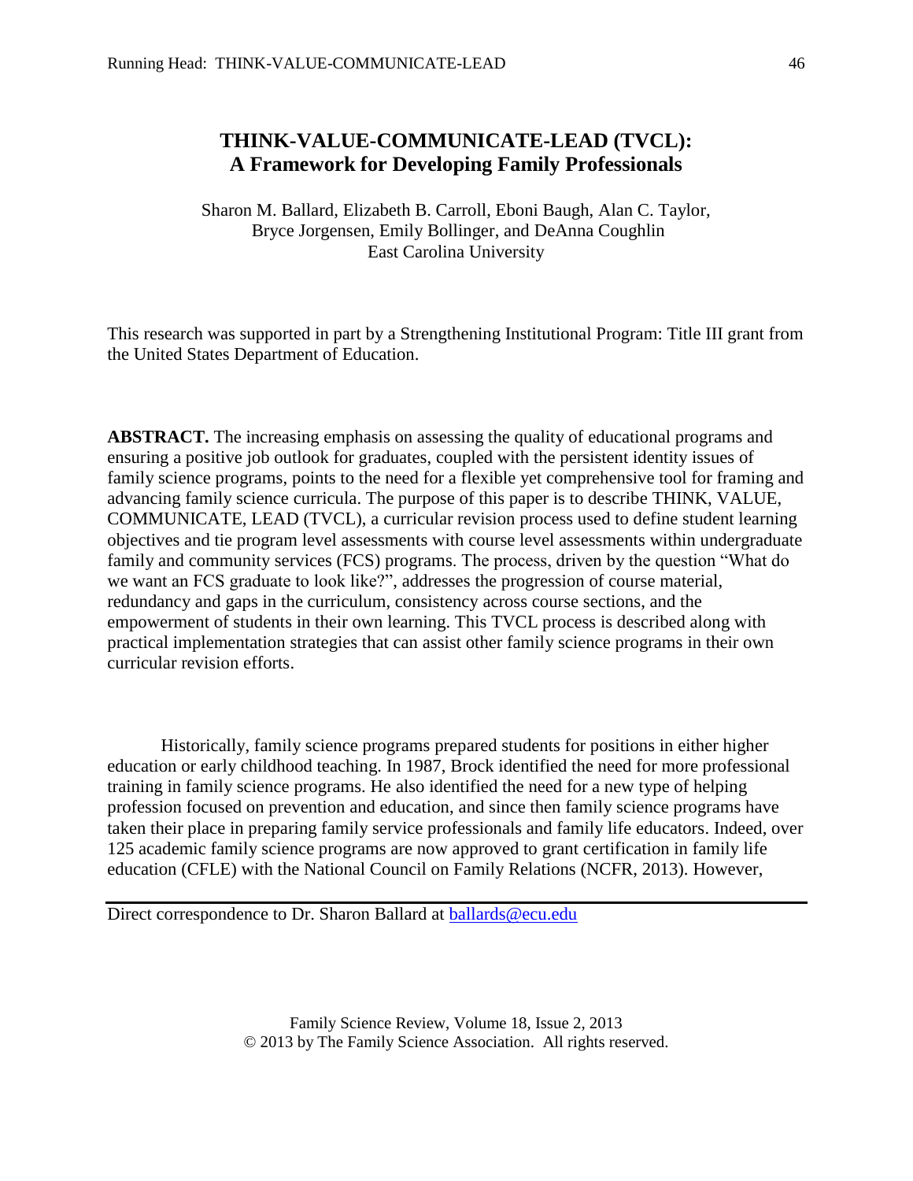# THINK-VALUE-COMMUNICATE-LEAD (TVCL): A Framework for Developing Family Professionals

Sharon M. Ballard, Elizabeth B. Carroll, Eboni Baugh, Alan C. Taylor, Bryce Jorgensen, Emily Bollinger, and DeAnna Coughlin
East Carolina University

This research was supported in part by a Strengthening Institutional Program: Title III grant from the United States Department of Education.

**ABSTRACT.** The increasing emphasis on assessing the quality of educational programs and ensuring a positive job outlook for graduates, coupled with the persistent identity issues of family science programs, points to the need for a flexible yet comprehensive tool for framing and advancing family science curricula. The purpose of this paper is to describe THINK, VALUE, COMMUNICATE, LEAD (TVCL), a curricular revision process used to define student learning objectives and tie program level assessments with course level assessments within undergraduate family and community services (FCS) programs. The process, driven by the question "What do we want an FCS graduate to look like?", addresses the progression of course material, redundancy and gaps in the curriculum, consistency across course sections, and the empowerment of students in their own learning. This TVCL process is described along with practical implementation strategies that can assist other family science programs in their own curricular revision efforts.

Historically, family science programs prepared students for positions in either higher education or early childhood teaching. In 1987, Brock identified the need for more professional training in family science programs. He also identified the need for a new type of helping profession focused on prevention and education, and since then family science programs have taken their place in preparing family service professionals and family life educators. Indeed, over 125 academic family science programs are now approved to grant certification in family life education (CFLE) with the National Council on Family Relations (NCFR, 2013). However,

Direct correspondence to Dr. Sharon Ballard at ballards@ecu.edu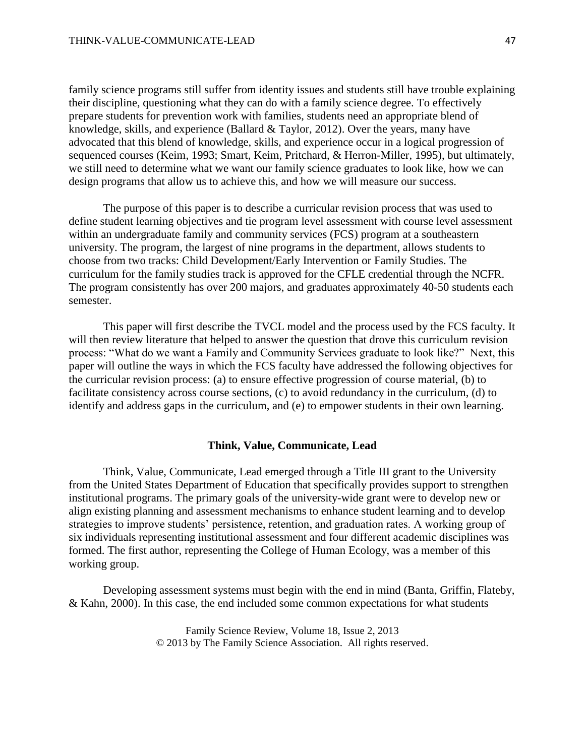family science programs still suffer from identity issues and students still have trouble explaining their discipline, questioning what they can do with a family science degree. To effectively prepare students for prevention work with families, students need an appropriate blend of knowledge, skills, and experience (Ballard & Taylor, 2012). Over the years, many have advocated that this blend of knowledge, skills, and experience occur in a logical progression of sequenced courses (Keim, 1993; Smart, Keim, Pritchard, & Herron-Miller, 1995), but ultimately, we still need to determine what we want our family science graduates to look like, how we can design programs that allow us to achieve this, and how we will measure our success.

The purpose of this paper is to describe a curricular revision process that was used to define student learning objectives and tie program level assessment with course level assessment within an undergraduate family and community services (FCS) program at a southeastern university. The program, the largest of nine programs in the department, allows students to choose from two tracks: Child Development/Early Intervention or Family Studies. The curriculum for the family studies track is approved for the CFLE credential through the NCFR. The program consistently has over 200 majors, and graduates approximately 40-50 students each semester.

This paper will first describe the TVCL model and the process used by the FCS faculty. It will then review literature that helped to answer the question that drove this curriculum revision process: "What do we want a Family and Community Services graduate to look like?" Next, this paper will outline the ways in which the FCS faculty have addressed the following objectives for the curricular revision process: (a) to ensure effective progression of course material, (b) to facilitate consistency across course sections, (c) to avoid redundancy in the curriculum, (d) to identify and address gaps in the curriculum, and (e) to empower students in their own learning.

## Think, Value, Communicate, Lead

Think, Value, Communicate, Lead emerged through a Title III grant to the University from the United States Department of Education that specifically provides support to strengthen institutional programs. The primary goals of the university-wide grant were to develop new or align existing planning and assessment mechanisms to enhance student learning and to develop strategies to improve students' persistence, retention, and graduation rates. A working group of six individuals representing institutional assessment and four different academic disciplines was formed. The first author, representing the College of Human Ecology, was a member of this working group.

Developing assessment systems must begin with the end in mind (Banta, Griffin, Flateby, & Kahn, 2000). In this case, the end included some common expectations for what students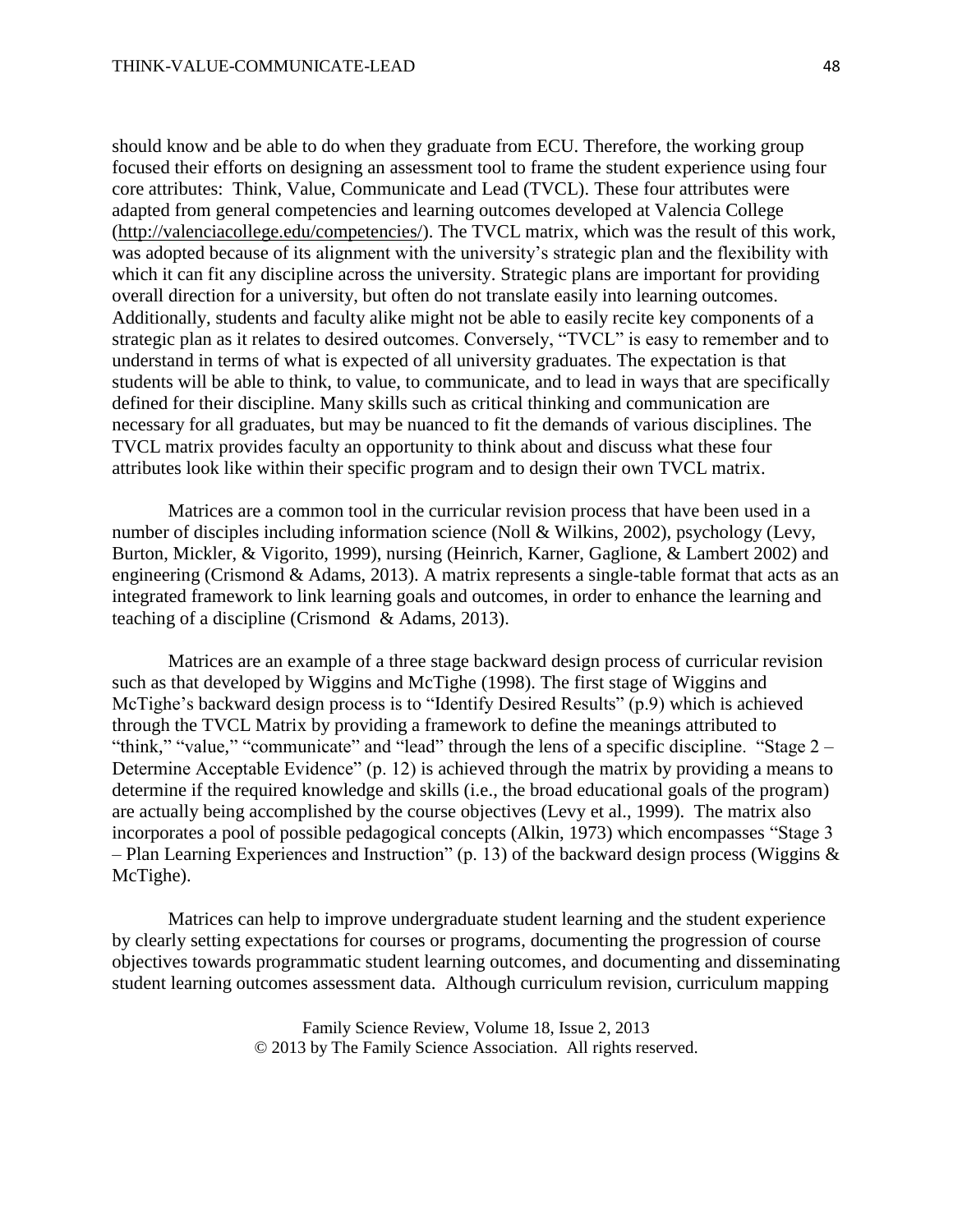should know and be able to do when they graduate from ECU. Therefore, the working group focused their efforts on designing an assessment tool to frame the student experience using four core attributes: Think, Value, Communicate and Lead (TVCL). These four attributes were adapted from general competencies and learning outcomes developed at Valencia College (http://valenciacollege.edu/competencies/). The TVCL matrix, which was the result of this work, was adopted because of its alignment with the university's strategic plan and the flexibility with which it can fit any discipline across the university. Strategic plans are important for providing overall direction for a university, but often do not translate easily into learning outcomes. Additionally, students and faculty alike might not be able to easily recite key components of a strategic plan as it relates to desired outcomes. Conversely, "TVCL" is easy to remember and to understand in terms of what is expected of all university graduates. The expectation is that students will be able to think, to value, to communicate, and to lead in ways that are specifically defined for their discipline. Many skills such as critical thinking and communication are necessary for all graduates, but may be nuanced to fit the demands of various disciplines. The TVCL matrix provides faculty an opportunity to think about and discuss what these four attributes look like within their specific program and to design their own TVCL matrix.

Matrices are a common tool in the curricular revision process that have been used in a number of disciples including information science (Noll & Wilkins, 2002), psychology (Levy, Burton, Mickler, & Vigorito, 1999), nursing (Heinrich, Karner, Gaglione, & Lambert 2002) and engineering (Crismond & Adams, 2013). A matrix represents a single-table format that acts as an integrated framework to link learning goals and outcomes, in order to enhance the learning and teaching of a discipline (Crismond & Adams, 2013).

Matrices are an example of a three stage backward design process of curricular revision such as that developed by Wiggins and McTighe (1998). The first stage of Wiggins and McTighe's backward design process is to "Identify Desired Results" (p.9) which is achieved through the TVCL Matrix by providing a framework to define the meanings attributed to "think," "value," "communicate" and "lead" through the lens of a specific discipline. "Stage 2 – Determine Acceptable Evidence" (p. 12) is achieved through the matrix by providing a means to determine if the required knowledge and skills (i.e., the broad educational goals of the program) are actually being accomplished by the course objectives (Levy et al., 1999). The matrix also incorporates a pool of possible pedagogical concepts (Alkin, 1973) which encompasses "Stage 3 – Plan Learning Experiences and Instruction" (p. 13) of the backward design process (Wiggins & McTighe).

Matrices can help to improve undergraduate student learning and the student experience by clearly setting expectations for courses or programs, documenting the progression of course objectives towards programmatic student learning outcomes, and documenting and disseminating student learning outcomes assessment data. Although curriculum revision, curriculum mapping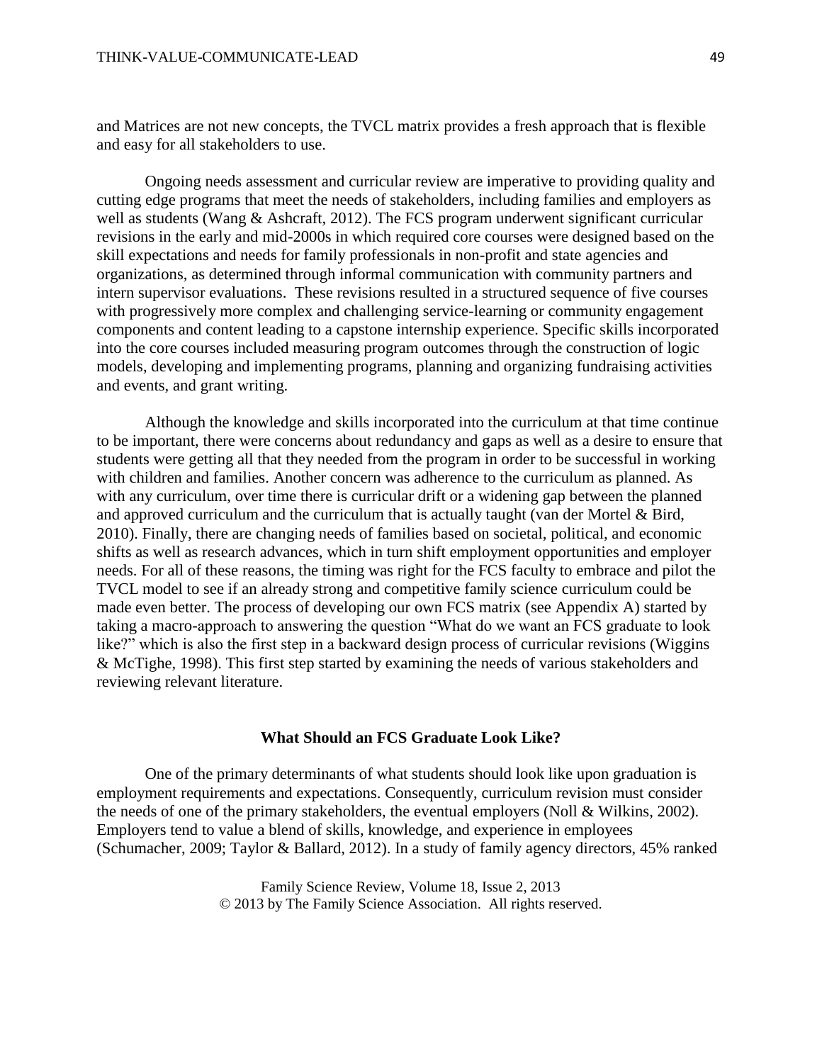and Matrices are not new concepts, the TVCL matrix provides a fresh approach that is flexible and easy for all stakeholders to use.

Ongoing needs assessment and curricular review are imperative to providing quality and cutting edge programs that meet the needs of stakeholders, including families and employers as well as students (Wang & Ashcraft, 2012). The FCS program underwent significant curricular revisions in the early and mid-2000s in which required core courses were designed based on the skill expectations and needs for family professionals in non-profit and state agencies and organizations, as determined through informal communication with community partners and intern supervisor evaluations. These revisions resulted in a structured sequence of five courses with progressively more complex and challenging service-learning or community engagement components and content leading to a capstone internship experience. Specific skills incorporated into the core courses included measuring program outcomes through the construction of logic models, developing and implementing programs, planning and organizing fundraising activities and events, and grant writing.

Although the knowledge and skills incorporated into the curriculum at that time continue to be important, there were concerns about redundancy and gaps as well as a desire to ensure that students were getting all that they needed from the program in order to be successful in working with children and families. Another concern was adherence to the curriculum as planned. As with any curriculum, over time there is curricular drift or a widening gap between the planned and approved curriculum and the curriculum that is actually taught (van der Mortel & Bird, 2010). Finally, there are changing needs of families based on societal, political, and economic shifts as well as research advances, which in turn shift employment opportunities and employer needs. For all of these reasons, the timing was right for the FCS faculty to embrace and pilot the TVCL model to see if an already strong and competitive family science curriculum could be made even better. The process of developing our own FCS matrix (see Appendix A) started by taking a macro-approach to answering the question "What do we want an FCS graduate to look like?" which is also the first step in a backward design process of curricular revisions (Wiggins & McTighe, 1998). This first step started by examining the needs of various stakeholders and reviewing relevant literature.

## What Should an FCS Graduate Look Like?

One of the primary determinants of what students should look like upon graduation is employment requirements and expectations. Consequently, curriculum revision must consider the needs of one of the primary stakeholders, the eventual employers (Noll & Wilkins, 2002). Employers tend to value a blend of skills, knowledge, and experience in employees (Schumacher, 2009; Taylor & Ballard, 2012). In a study of family agency directors, 45% ranked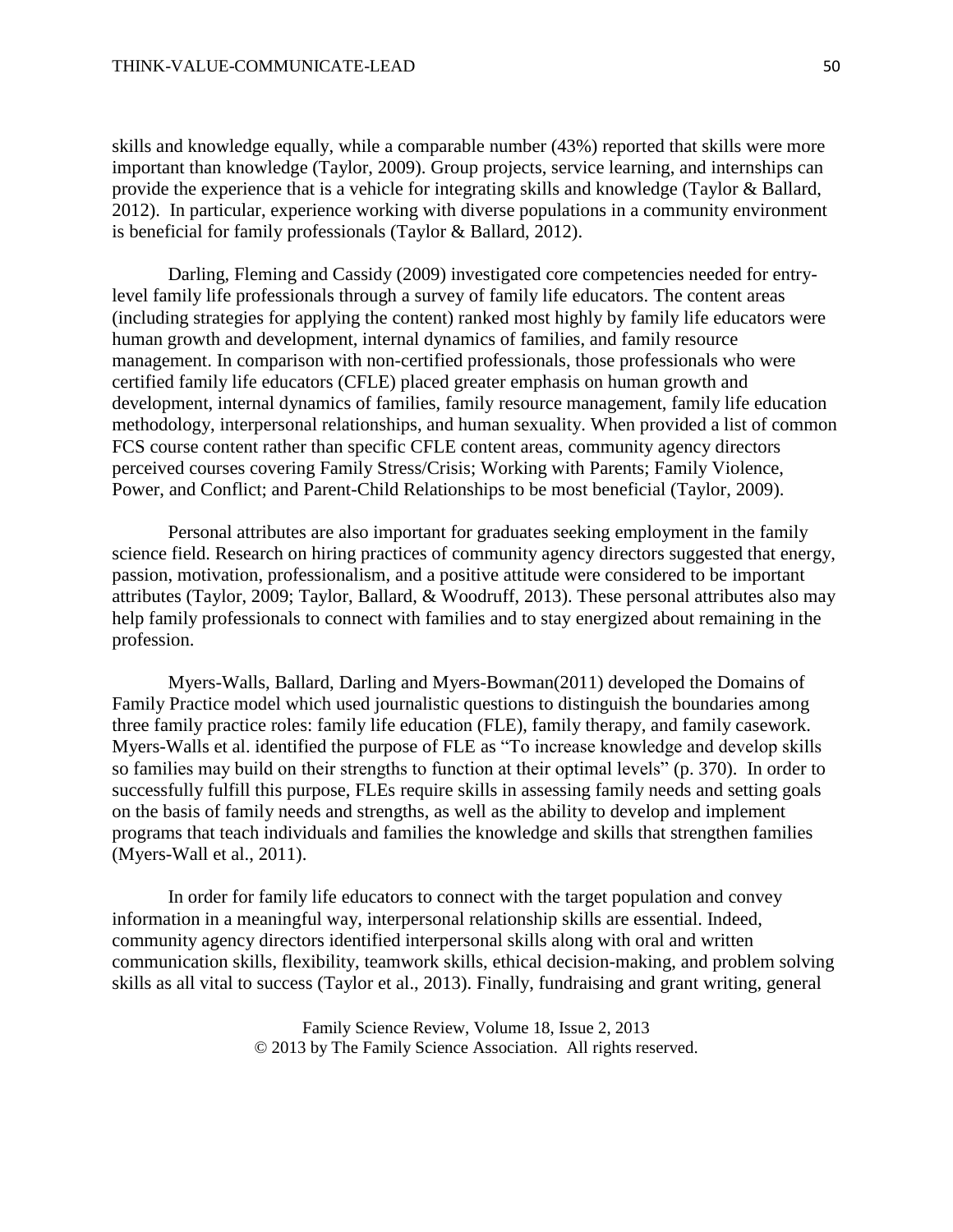skills and knowledge equally, while a comparable number (43%) reported that skills were more important than knowledge (Taylor, 2009). Group projects, service learning, and internships can provide the experience that is a vehicle for integrating skills and knowledge (Taylor & Ballard, 2012). In particular, experience working with diverse populations in a community environment is beneficial for family professionals (Taylor & Ballard, 2012).

Darling, Fleming and Cassidy (2009) investigated core competencies needed for entry-level family life professionals through a survey of family life educators. The content areas (including strategies for applying the content) ranked most highly by family life educators were human growth and development, internal dynamics of families, and family resource management. In comparison with non-certified professionals, those professionals who were certified family life educators (CFLE) placed greater emphasis on human growth and development, internal dynamics of families, family resource management, family life education methodology, interpersonal relationships, and human sexuality. When provided a list of common FCS course content rather than specific CFLE content areas, community agency directors perceived courses covering Family Stress/Crisis; Working with Parents; Family Violence, Power, and Conflict; and Parent-Child Relationships to be most beneficial (Taylor, 2009).

Personal attributes are also important for graduates seeking employment in the family science field. Research on hiring practices of community agency directors suggested that energy, passion, motivation, professionalism, and a positive attitude were considered to be important attributes (Taylor, 2009; Taylor, Ballard, & Woodruff, 2013). These personal attributes also may help family professionals to connect with families and to stay energized about remaining in the profession.

Myers-Walls, Ballard, Darling and Myers-Bowman(2011) developed the Domains of Family Practice model which used journalistic questions to distinguish the boundaries among three family practice roles: family life education (FLE), family therapy, and family casework. Myers-Walls et al. identified the purpose of FLE as "To increase knowledge and develop skills so families may build on their strengths to function at their optimal levels" (p. 370). In order to successfully fulfill this purpose, FLEs require skills in assessing family needs and setting goals on the basis of family needs and strengths, as well as the ability to develop and implement programs that teach individuals and families the knowledge and skills that strengthen families (Myers-Wall et al., 2011).

In order for family life educators to connect with the target population and convey information in a meaningful way, interpersonal relationship skills are essential. Indeed, community agency directors identified interpersonal skills along with oral and written communication skills, flexibility, teamwork skills, ethical decision-making, and problem solving skills as all vital to success (Taylor et al., 2013). Finally, fundraising and grant writing, general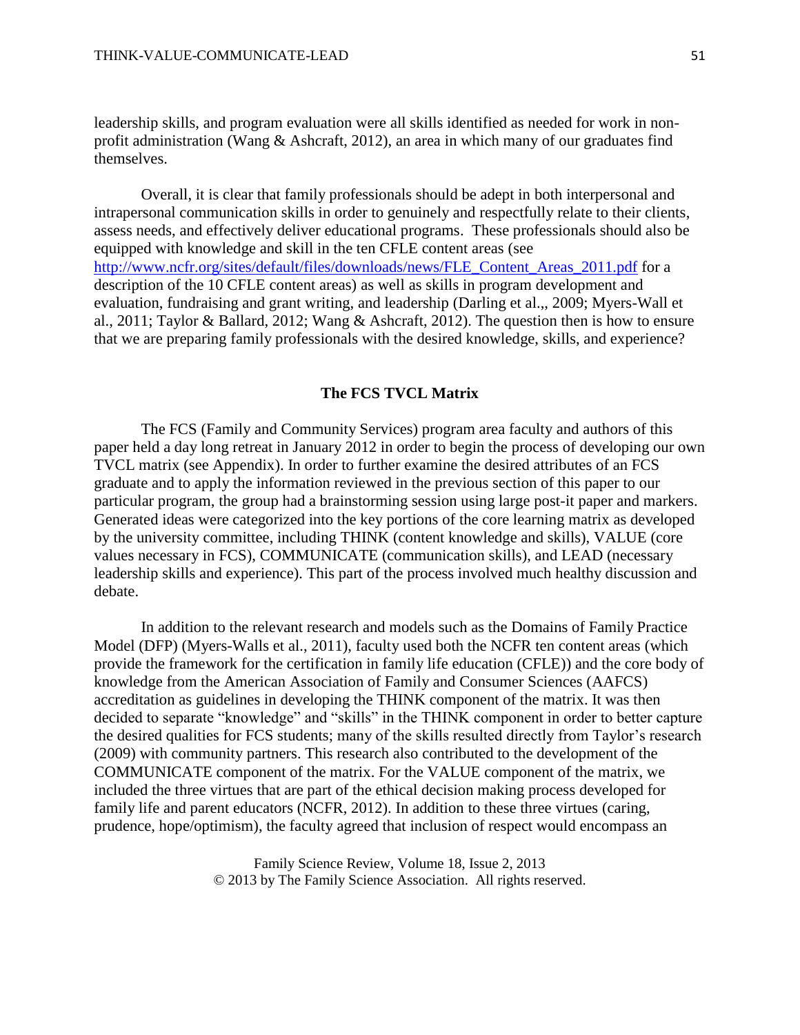leadership skills, and program evaluation were all skills identified as needed for work in non-profit administration (Wang & Ashcraft, 2012), an area in which many of our graduates find themselves.

Overall, it is clear that family professionals should be adept in both interpersonal and intrapersonal communication skills in order to genuinely and respectfully relate to their clients, assess needs, and effectively deliver educational programs. These professionals should also be equipped with knowledge and skill in the ten CFLE content areas (see http://www.ncfr.org/sites/default/files/downloads/news/FLE_Content_Areas_2011.pdf for a description of the 10 CFLE content areas) as well as skills in program development and evaluation, fundraising and grant writing, and leadership (Darling et al.,, 2009; Myers-Wall et al., 2011; Taylor & Ballard, 2012; Wang & Ashcraft, 2012). The question then is how to ensure that we are preparing family professionals with the desired knowledge, skills, and experience?

## The FCS TVCL Matrix

The FCS (Family and Community Services) program area faculty and authors of this paper held a day long retreat in January 2012 in order to begin the process of developing our own TVCL matrix (see Appendix). In order to further examine the desired attributes of an FCS graduate and to apply the information reviewed in the previous section of this paper to our particular program, the group had a brainstorming session using large post-it paper and markers. Generated ideas were categorized into the key portions of the core learning matrix as developed by the university committee, including THINK (content knowledge and skills), VALUE (core values necessary in FCS), COMMUNICATE (communication skills), and LEAD (necessary leadership skills and experience). This part of the process involved much healthy discussion and debate.

In addition to the relevant research and models such as the Domains of Family Practice Model (DFP) (Myers-Walls et al., 2011), faculty used both the NCFR ten content areas (which provide the framework for the certification in family life education (CFLE)) and the core body of knowledge from the American Association of Family and Consumer Sciences (AAFCS) accreditation as guidelines in developing the THINK component of the matrix. It was then decided to separate "knowledge" and "skills" in the THINK component in order to better capture the desired qualities for FCS students; many of the skills resulted directly from Taylor's research (2009) with community partners. This research also contributed to the development of the COMMUNICATE component of the matrix. For the VALUE component of the matrix, we included the three virtues that are part of the ethical decision making process developed for family life and parent educators (NCFR, 2012). In addition to these three virtues (caring, prudence, hope/optimism), the faculty agreed that inclusion of respect would encompass an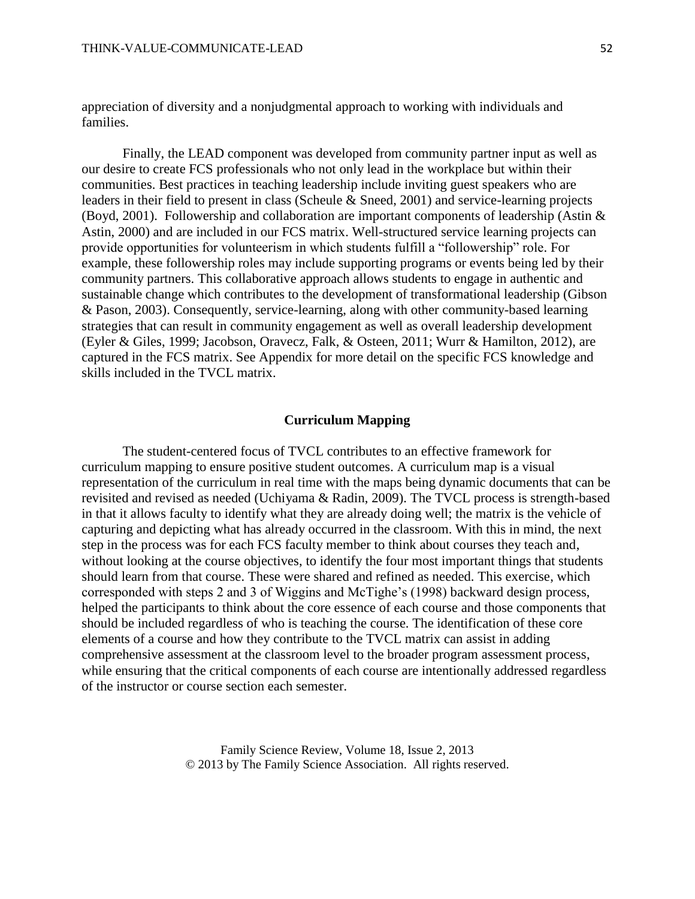appreciation of diversity and a nonjudgmental approach to working with individuals and families.

Finally, the LEAD component was developed from community partner input as well as our desire to create FCS professionals who not only lead in the workplace but within their communities. Best practices in teaching leadership include inviting guest speakers who are leaders in their field to present in class (Scheule & Sneed, 2001) and service-learning projects (Boyd, 2001). Followership and collaboration are important components of leadership (Astin & Astin, 2000) and are included in our FCS matrix. Well-structured service learning projects can provide opportunities for volunteerism in which students fulfill a "followership" role. For example, these followership roles may include supporting programs or events being led by their community partners. This collaborative approach allows students to engage in authentic and sustainable change which contributes to the development of transformational leadership (Gibson & Pason, 2003). Consequently, service-learning, along with other community-based learning strategies that can result in community engagement as well as overall leadership development (Eyler & Giles, 1999; Jacobson, Oravecz, Falk, & Osteen, 2011; Wurr & Hamilton, 2012), are captured in the FCS matrix. See Appendix for more detail on the specific FCS knowledge and skills included in the TVCL matrix.

## Curriculum Mapping

The student-centered focus of TVCL contributes to an effective framework for curriculum mapping to ensure positive student outcomes. A curriculum map is a visual representation of the curriculum in real time with the maps being dynamic documents that can be revisited and revised as needed (Uchiyama & Radin, 2009). The TVCL process is strength-based in that it allows faculty to identify what they are already doing well; the matrix is the vehicle of capturing and depicting what has already occurred in the classroom. With this in mind, the next step in the process was for each FCS faculty member to think about courses they teach and, without looking at the course objectives, to identify the four most important things that students should learn from that course. These were shared and refined as needed. This exercise, which corresponded with steps 2 and 3 of Wiggins and McTighe's (1998) backward design process, helped the participants to think about the core essence of each course and those components that should be included regardless of who is teaching the course. The identification of these core elements of a course and how they contribute to the TVCL matrix can assist in adding comprehensive assessment at the classroom level to the broader program assessment process, while ensuring that the critical components of each course are intentionally addressed regardless of the instructor or course section each semester.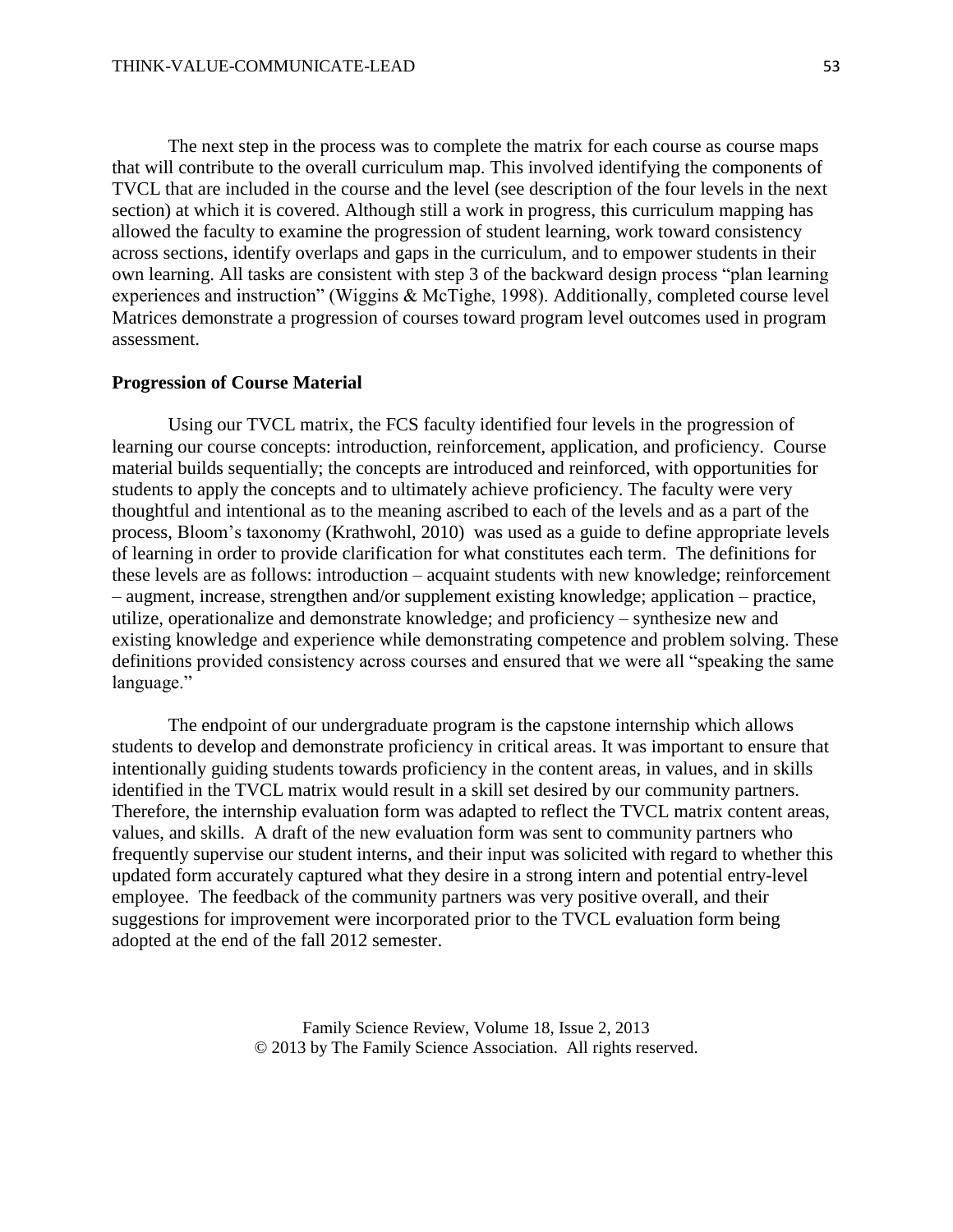The next step in the process was to complete the matrix for each course as course maps that will contribute to the overall curriculum map. This involved identifying the components of TVCL that are included in the course and the level (see description of the four levels in the next section) at which it is covered. Although still a work in progress, this curriculum mapping has allowed the faculty to examine the progression of student learning, work toward consistency across sections, identify overlaps and gaps in the curriculum, and to empower students in their own learning. All tasks are consistent with step 3 of the backward design process "plan learning experiences and instruction" (Wiggins & McTighe, 1998). Additionally, completed course level Matrices demonstrate a progression of courses toward program level outcomes used in program assessment.

**Progression of Course Material**

Using our TVCL matrix, the FCS faculty identified four levels in the progression of learning our course concepts: introduction, reinforcement, application, and proficiency. Course material builds sequentially; the concepts are introduced and reinforced, with opportunities for students to apply the concepts and to ultimately achieve proficiency. The faculty were very thoughtful and intentional as to the meaning ascribed to each of the levels and as a part of the process, Bloom's taxonomy (Krathwohl, 2010) was used as a guide to define appropriate levels of learning in order to provide clarification for what constitutes each term. The definitions for these levels are as follows: introduction – acquaint students with new knowledge; reinforcement – augment, increase, strengthen and/or supplement existing knowledge; application – practice, utilize, operationalize and demonstrate knowledge; and proficiency – synthesize new and existing knowledge and experience while demonstrating competence and problem solving. These definitions provided consistency across courses and ensured that we were all "speaking the same language."

The endpoint of our undergraduate program is the capstone internship which allows students to develop and demonstrate proficiency in critical areas. It was important to ensure that intentionally guiding students towards proficiency in the content areas, in values, and in skills identified in the TVCL matrix would result in a skill set desired by our community partners. Therefore, the internship evaluation form was adapted to reflect the TVCL matrix content areas, values, and skills. A draft of the new evaluation form was sent to community partners who frequently supervise our student interns, and their input was solicited with regard to whether this updated form accurately captured what they desire in a strong intern and potential entry-level employee. The feedback of the community partners was very positive overall, and their suggestions for improvement were incorporated prior to the TVCL evaluation form being adopted at the end of the fall 2012 semester.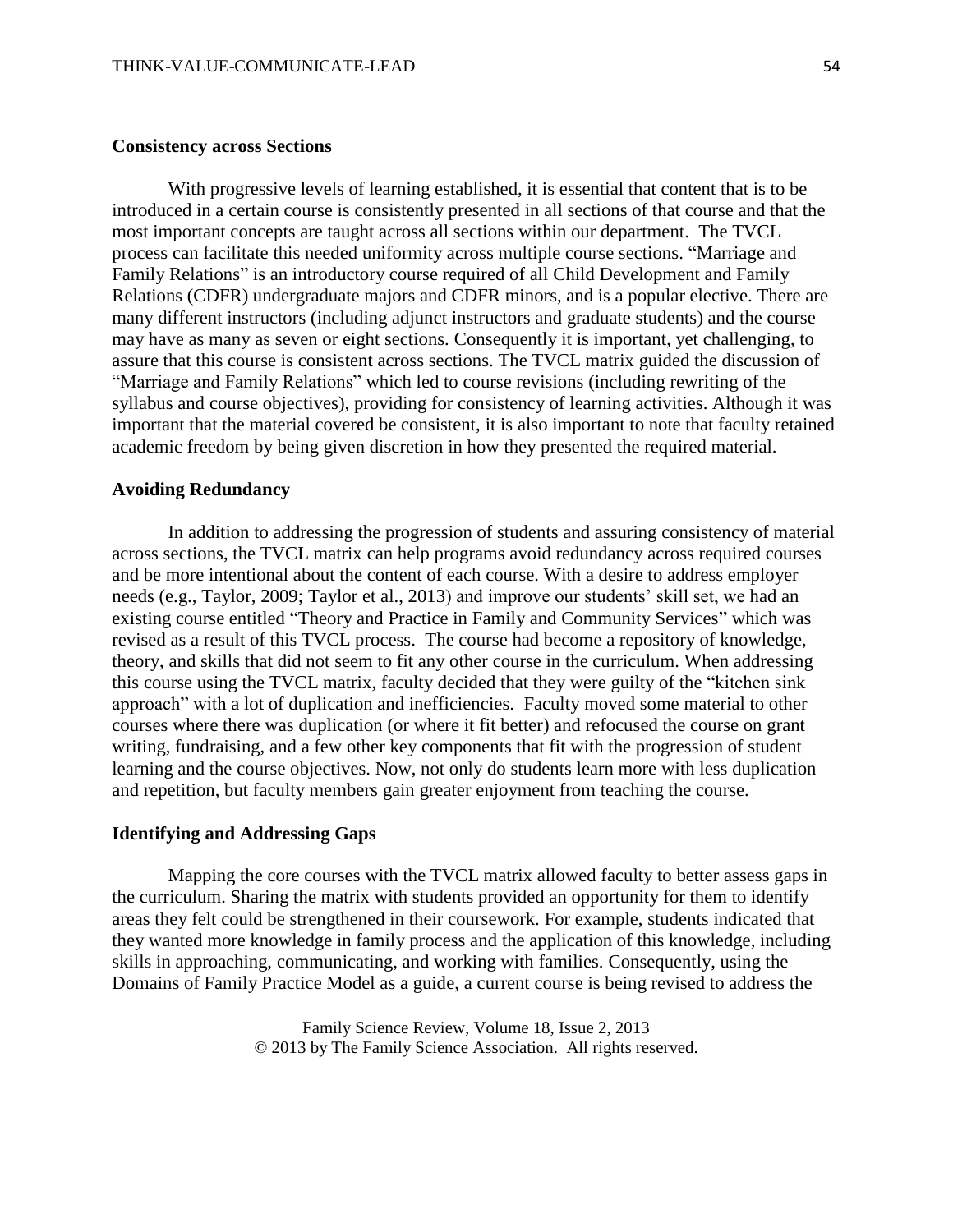## Consistency across Sections

With progressive levels of learning established, it is essential that content that is to be introduced in a certain course is consistently presented in all sections of that course and that the most important concepts are taught across all sections within our department. The TVCL process can facilitate this needed uniformity across multiple course sections. "Marriage and Family Relations" is an introductory course required of all Child Development and Family Relations (CDFR) undergraduate majors and CDFR minors, and is a popular elective. There are many different instructors (including adjunct instructors and graduate students) and the course may have as many as seven or eight sections. Consequently it is important, yet challenging, to assure that this course is consistent across sections. The TVCL matrix guided the discussion of "Marriage and Family Relations" which led to course revisions (including rewriting of the syllabus and course objectives), providing for consistency of learning activities. Although it was important that the material covered be consistent, it is also important to note that faculty retained academic freedom by being given discretion in how they presented the required material.

## Avoiding Redundancy

In addition to addressing the progression of students and assuring consistency of material across sections, the TVCL matrix can help programs avoid redundancy across required courses and be more intentional about the content of each course. With a desire to address employer needs (e.g., Taylor, 2009; Taylor et al., 2013) and improve our students' skill set, we had an existing course entitled "Theory and Practice in Family and Community Services" which was revised as a result of this TVCL process. The course had become a repository of knowledge, theory, and skills that did not seem to fit any other course in the curriculum. When addressing this course using the TVCL matrix, faculty decided that they were guilty of the "kitchen sink approach" with a lot of duplication and inefficiencies. Faculty moved some material to other courses where there was duplication (or where it fit better) and refocused the course on grant writing, fundraising, and a few other key components that fit with the progression of student learning and the course objectives. Now, not only do students learn more with less duplication and repetition, but faculty members gain greater enjoyment from teaching the course.

## Identifying and Addressing Gaps

Mapping the core courses with the TVCL matrix allowed faculty to better assess gaps in the curriculum. Sharing the matrix with students provided an opportunity for them to identify areas they felt could be strengthened in their coursework. For example, students indicated that they wanted more knowledge in family process and the application of this knowledge, including skills in approaching, communicating, and working with families. Consequently, using the Domains of Family Practice Model as a guide, a current course is being revised to address the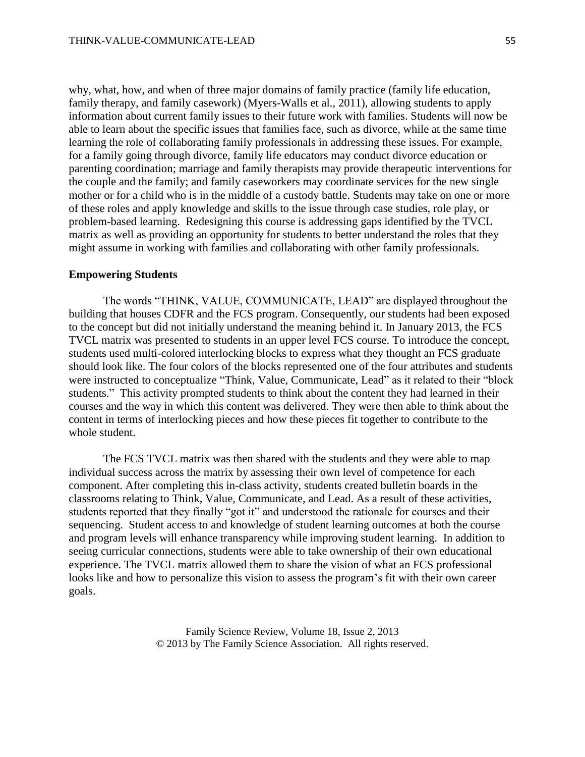why, what, how, and when of three major domains of family practice (family life education, family therapy, and family casework) (Myers-Walls et al., 2011), allowing students to apply information about current family issues to their future work with families. Students will now be able to learn about the specific issues that families face, such as divorce, while at the same time learning the role of collaborating family professionals in addressing these issues. For example, for a family going through divorce, family life educators may conduct divorce education or parenting coordination; marriage and family therapists may provide therapeutic interventions for the couple and the family; and family caseworkers may coordinate services for the new single mother or for a child who is in the middle of a custody battle. Students may take on one or more of these roles and apply knowledge and skills to the issue through case studies, role play, or problem-based learning. Redesigning this course is addressing gaps identified by the TVCL matrix as well as providing an opportunity for students to better understand the roles that they might assume in working with families and collaborating with other family professionals.

**Empowering Students**

The words "THINK, VALUE, COMMUNICATE, LEAD" are displayed throughout the building that houses CDFR and the FCS program. Consequently, our students had been exposed to the concept but did not initially understand the meaning behind it. In January 2013, the FCS TVCL matrix was presented to students in an upper level FCS course. To introduce the concept, students used multi-colored interlocking blocks to express what they thought an FCS graduate should look like. The four colors of the blocks represented one of the four attributes and students were instructed to conceptualize "Think, Value, Communicate, Lead" as it related to their "block students." This activity prompted students to think about the content they had learned in their courses and the way in which this content was delivered. They were then able to think about the content in terms of interlocking pieces and how these pieces fit together to contribute to the whole student.

The FCS TVCL matrix was then shared with the students and they were able to map individual success across the matrix by assessing their own level of competence for each component. After completing this in-class activity, students created bulletin boards in the classrooms relating to Think, Value, Communicate, and Lead. As a result of these activities, students reported that they finally "got it" and understood the rationale for courses and their sequencing. Student access to and knowledge of student learning outcomes at both the course and program levels will enhance transparency while improving student learning. In addition to seeing curricular connections, students were able to take ownership of their own educational experience. The TVCL matrix allowed them to share the vision of what an FCS professional looks like and how to personalize this vision to assess the program's fit with their own career goals.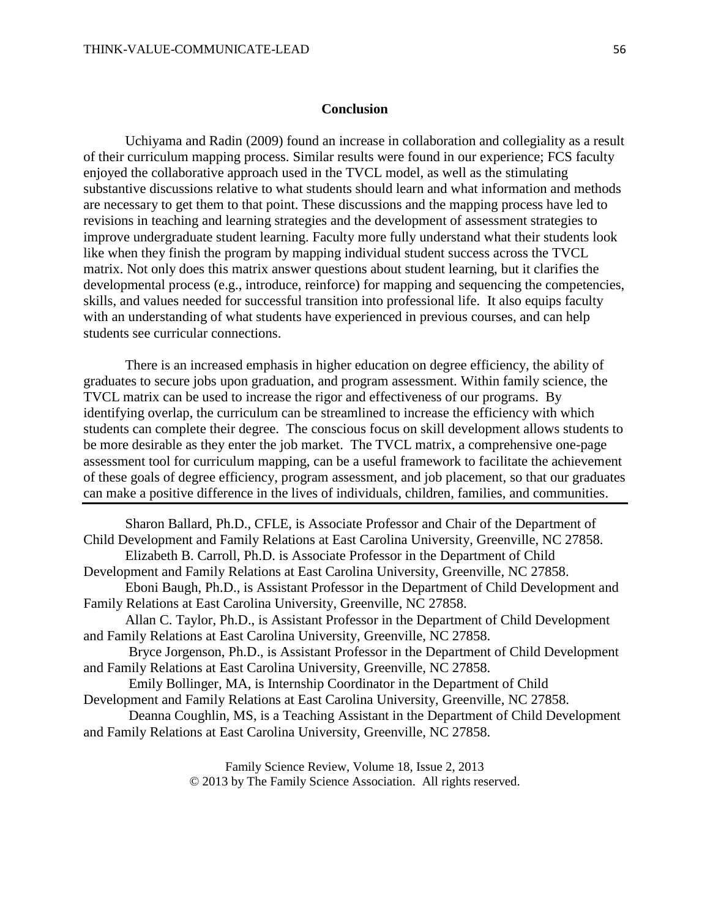## Conclusion

Uchiyama and Radin (2009) found an increase in collaboration and collegiality as a result of their curriculum mapping process. Similar results were found in our experience; FCS faculty enjoyed the collaborative approach used in the TVCL model, as well as the stimulating substantive discussions relative to what students should learn and what information and methods are necessary to get them to that point. These discussions and the mapping process have led to revisions in teaching and learning strategies and the development of assessment strategies to improve undergraduate student learning. Faculty more fully understand what their students look like when they finish the program by mapping individual student success across the TVCL matrix. Not only does this matrix answer questions about student learning, but it clarifies the developmental process (e.g., introduce, reinforce) for mapping and sequencing the competencies, skills, and values needed for successful transition into professional life. It also equips faculty with an understanding of what students have experienced in previous courses, and can help students see curricular connections.

There is an increased emphasis in higher education on degree efficiency, the ability of graduates to secure jobs upon graduation, and program assessment. Within family science, the TVCL matrix can be used to increase the rigor and effectiveness of our programs. By identifying overlap, the curriculum can be streamlined to increase the efficiency with which students can complete their degree. The conscious focus on skill development allows students to be more desirable as they enter the job market. The TVCL matrix, a comprehensive one-page assessment tool for curriculum mapping, can be a useful framework to facilitate the achievement of these goals of degree efficiency, program assessment, and job placement, so that our graduates can make a positive difference in the lives of individuals, children, families, and communities.

---

Sharon Ballard, Ph.D., CFLE, is Associate Professor and Chair of the Department of Child Development and Family Relations at East Carolina University, Greenville, NC 27858.

Elizabeth B. Carroll, Ph.D. is Associate Professor in the Department of Child Development and Family Relations at East Carolina University, Greenville, NC 27858.

Eboni Baugh, Ph.D., is Assistant Professor in the Department of Child Development and Family Relations at East Carolina University, Greenville, NC 27858.

Allan C. Taylor, Ph.D., is Assistant Professor in the Department of Child Development and Family Relations at East Carolina University, Greenville, NC 27858.

Bryce Jorgenson, Ph.D., is Assistant Professor in the Department of Child Development and Family Relations at East Carolina University, Greenville, NC 27858.

Emily Bollinger, MA, is Internship Coordinator in the Department of Child Development and Family Relations at East Carolina University, Greenville, NC 27858.

Deanna Coughlin, MS, is a Teaching Assistant in the Department of Child Development and Family Relations at East Carolina University, Greenville, NC 27858.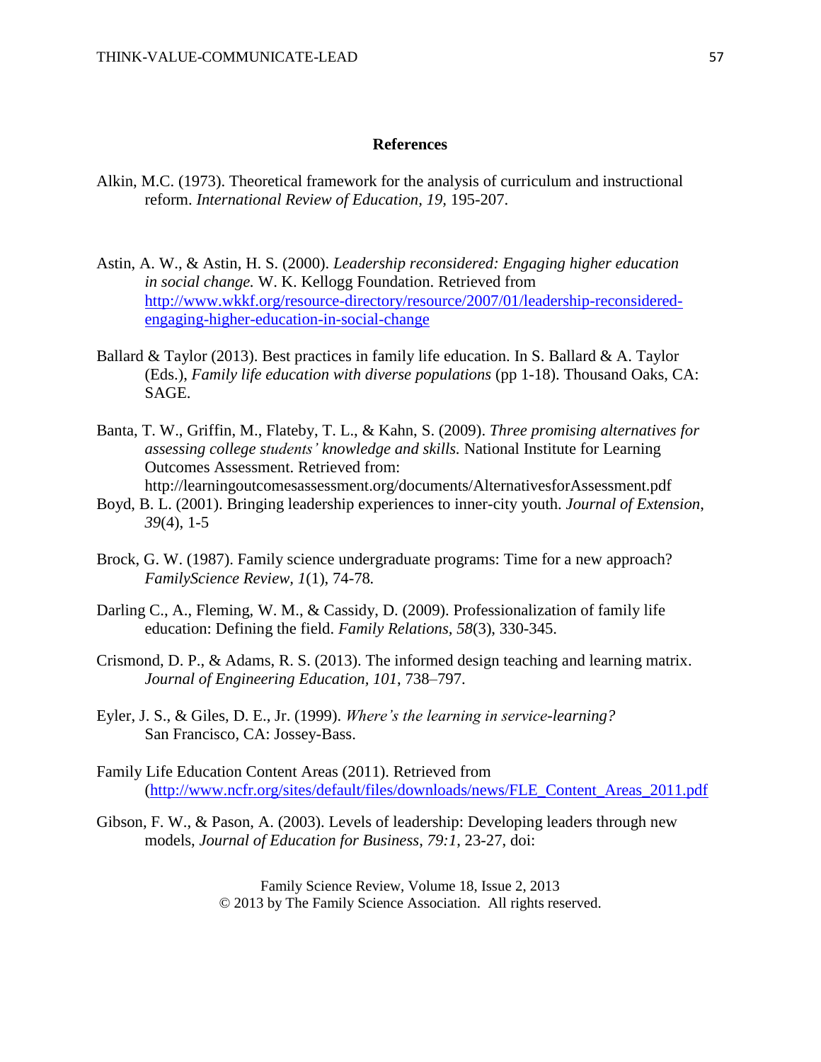## References

Alkin, M.C. (1973). Theoretical framework for the analysis of curriculum and instructional reform. *International Review of Education*, *19*, 195-207.

Astin, A. W., & Astin, H. S. (2000). *Leadership reconsidered: Engaging higher education in social change.* W. K. Kellogg Foundation. Retrieved from [http://www.wkkf.org/resource-directory/resource/2007/01/leadership-reconsidered-engaging-higher-education-in-social-change](http://www.wkkf.org/resource-directory/resource/2007/01/leadership-reconsidered-engaging-higher-education-in-social-change)

Ballard & Taylor (2013). Best practices in family life education. In S. Ballard & A. Taylor (Eds.), *Family life education with diverse populations* (pp 1-18). Thousand Oaks, CA: SAGE.

Banta, T. W., Griffin, M., Flateby, T. L., & Kahn, S. (2009). *Three promising alternatives for assessing college students' knowledge and skills.* National Institute for Learning Outcomes Assessment. Retrieved from: http://learningoutcomesassessment.org/documents/AlternativesforAssessment.pdf

Boyd, B. L. (2001). Bringing leadership experiences to inner-city youth. *Journal of Extension*, *39*(4), 1-5

Brock, G. W. (1987). Family science undergraduate programs: Time for a new approach? *FamilyScience Review*, *1*(1), 74-78.

Darling C., A., Fleming, W. M., & Cassidy, D. (2009). Professionalization of family life education: Defining the field. *Family Relations*, *58*(3), 330-345.

Crismond, D. P., & Adams, R. S. (2013). The informed design teaching and learning matrix. *Journal of Engineering Education*, *101*, 738–797.

Eyler, J. S., & Giles, D. E., Jr. (1999). *Where's the learning in service-learning?* San Francisco, CA: Jossey-Bass.

Family Life Education Content Areas (2011). Retrieved from ([http://www.ncfr.org/sites/default/files/downloads/news/FLE_Content_Areas_2011.pdf](http://www.ncfr.org/sites/default/files/downloads/news/FLE_Content_Areas_2011.pdf)

Gibson, F. W., & Pason, A. (2003). Levels of leadership: Developing leaders through new models, *Journal of Education for Business*, *79:1*, 23-27, doi: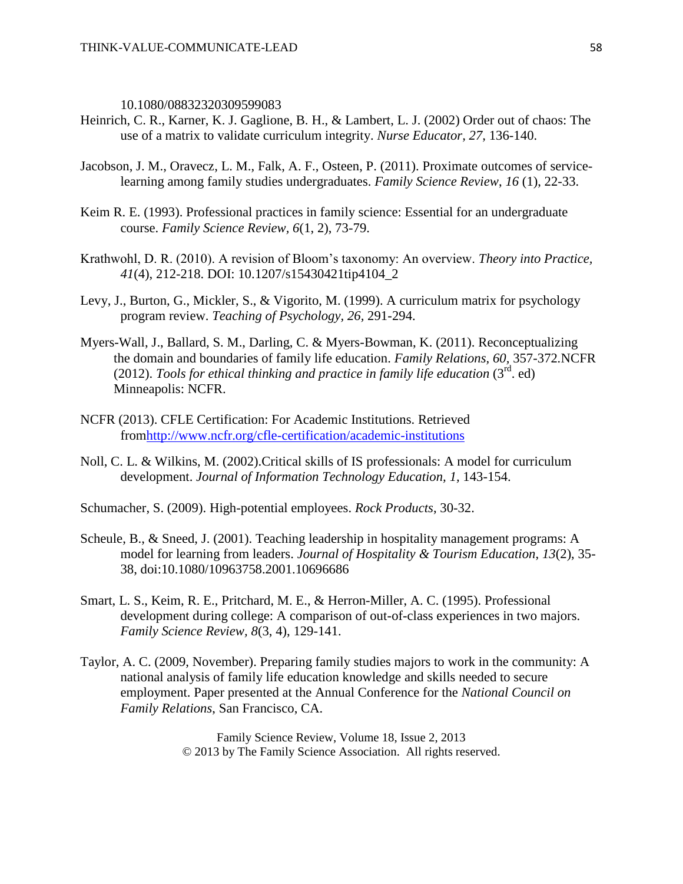10.1080/08832320309599083

Heinrich, C. R., Karner, K. J. Gaglione, B. H., & Lambert, L. J. (2002) Order out of chaos: The use of a matrix to validate curriculum integrity. *Nurse Educator, 27,* 136-140.

Jacobson, J. M., Oravecz, L. M., Falk, A. F., Osteen, P. (2011). Proximate outcomes of service-learning among family studies undergraduates. *Family Science Review*, *16* (1), 22-33.

Keim R. E. (1993). Professional practices in family science: Essential for an undergraduate course. *Family Science Review, 6*(1, 2), 73-79.

Krathwohl, D. R. (2010). A revision of Bloom's taxonomy: An overview. *Theory into Practice, 41*(4), 212-218. DOI: 10.1207/s15430421tip4104_2

Levy, J., Burton, G., Mickler, S., & Vigorito, M. (1999). A curriculum matrix for psychology program review. *Teaching of Psychology, 26,* 291-294.

Myers-Wall, J., Ballard, S. M., Darling, C. & Myers-Bowman, K. (2011). Reconceptualizing the domain and boundaries of family life education. *Family Relations*, *60,* 357-372.NCFR (2012). *Tools for ethical thinking and practice in family life education* (3rd. ed) Minneapolis: NCFR.

NCFR (2013). CFLE Certification: For Academic Institutions. Retrieved fromhttp://www.ncfr.org/cfle-certification/academic-institutions

Noll, C. L. & Wilkins, M. (2002).Critical skills of IS professionals: A model for curriculum development. *Journal of Information Technology Education, 1,* 143-154.

Schumacher, S. (2009). High-potential employees. *Rock Products*, 30-32.

Scheule, B., & Sneed, J. (2001). Teaching leadership in hospitality management programs: A model for learning from leaders. *Journal of Hospitality & Tourism Education*, *13*(2), 35-38, doi:10.1080/10963758.2001.10696686

Smart, L. S., Keim, R. E., Pritchard, M. E., & Herron-Miller, A. C. (1995). Professional development during college: A comparison of out-of-class experiences in two majors. *Family Science Review, 8*(3, 4), 129-141.

Taylor, A. C. (2009, November). Preparing family studies majors to work in the community: A national analysis of family life education knowledge and skills needed to secure employment. Paper presented at the Annual Conference for the *National Council on Family Relations*, San Francisco, CA.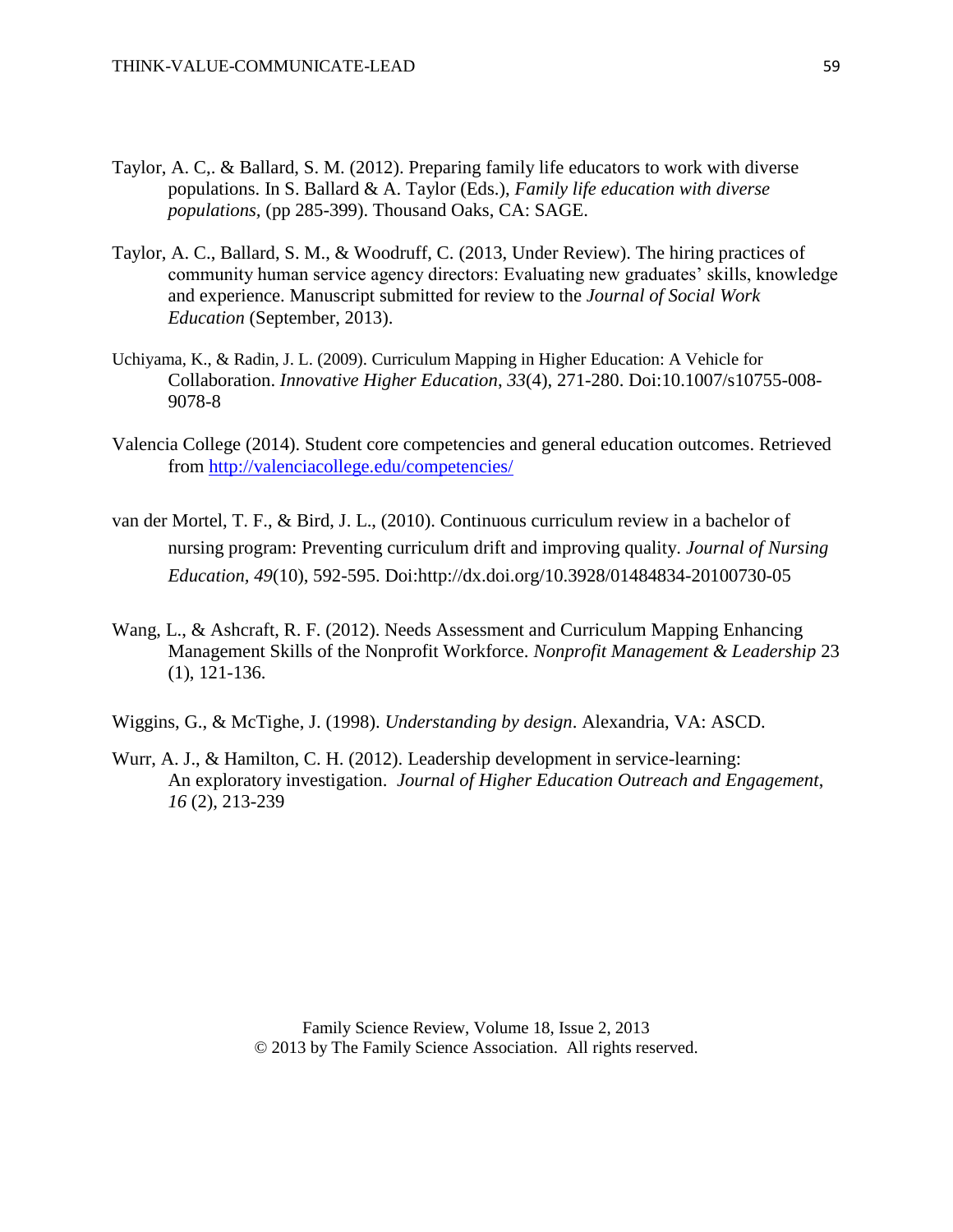Taylor, A. C,. & Ballard, S. M. (2012). Preparing family life educators to work with diverse populations. In S. Ballard & A. Taylor (Eds.), *Family life education with diverse populations*, (pp 285-399). Thousand Oaks, CA: SAGE.

Taylor, A. C., Ballard, S. M., & Woodruff, C. (2013, Under Review). The hiring practices of community human service agency directors: Evaluating new graduates' skills, knowledge and experience. Manuscript submitted for review to the *Journal of Social Work Education* (September, 2013).

Uchiyama, K., & Radin, J. L. (2009). Curriculum Mapping in Higher Education: A Vehicle for Collaboration. *Innovative Higher Education*, *33*(4), 271-280. Doi:10.1007/s10755-008-9078-8

Valencia College (2014). Student core competencies and general education outcomes. Retrieved from http://valenciacollege.edu/competencies/

van der Mortel, T. F., & Bird, J. L., (2010). Continuous curriculum review in a bachelor of nursing program: Preventing curriculum drift and improving quality. *Journal of Nursing Education, 49*(10), 592-595. Doi:http://dx.doi.org/10.3928/01484834-20100730-05

Wang, L., & Ashcraft, R. F. (2012). Needs Assessment and Curriculum Mapping Enhancing Management Skills of the Nonprofit Workforce. *Nonprofit Management & Leadership* 23 (1), 121-136.

Wiggins, G., & McTighe, J. (1998). *Understanding by design*. Alexandria, VA: ASCD.

Wurr, A. J., & Hamilton, C. H. (2012). Leadership development in service-learning: An exploratory investigation. *Journal of Higher Education Outreach and Engagement*, *16* (2), 213-239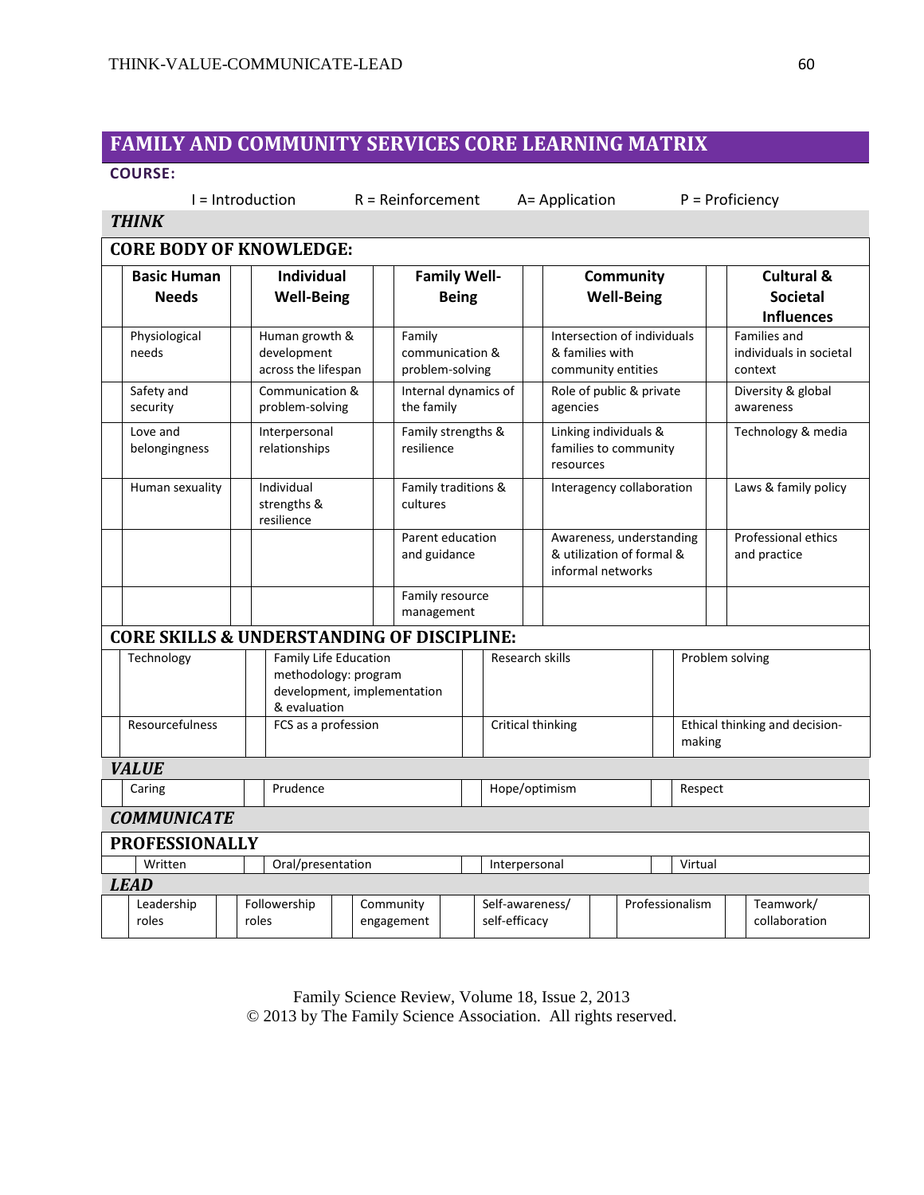## FAMILY AND COMMUNITY SERVICES CORE LEARNING MATRIX

**COURSE:**

I = Introduction R = Reinforcement A= Application P = Proficiency

### *THINK*

**CORE BODY OF KNOWLEDGE:**

| | Basic Human Needs | | Individual Well-Being | | Family Well-Being | | Community Well-Being | | Cultural & Societal Influences |
|---|---|---|---|---|---|---|---|---|---|
| | Physiological needs | | Human growth & development across the lifespan | | Family communication & problem-solving | | Intersection of individuals & families with community entities | | Families and individuals in societal context |
| | Safety and security | | Communication & problem-solving | | Internal dynamics of the family | | Role of public & private agencies | | Diversity & global awareness |
| | Love and belongingness | | Interpersonal relationships | | Family strengths & resilience | | Linking individuals & families to community resources | | Technology & media |
| | Human sexuality | | Individual strengths & resilience | | Family traditions & cultures | | Interagency collaboration | | Laws & family policy |
| | | | | | Parent education and guidance | | Awareness, understanding & utilization of formal & informal networks | | Professional ethics and practice |
| | | | | | Family resource management | | | | |

**CORE SKILLS & UNDERSTANDING OF DISCIPLINE:**

| | | | | | | | |
|---|---|---|---|---|---|---|---|
| | Technology | | Family Life Education methodology: program development, implementation & evaluation | | Research skills | | Problem solving |
| | Resourcefulness | | FCS as a profession | | Critical thinking | | Ethical thinking and decision-making |

### *VALUE*

| | | | | | | | |
|---|---|---|---|---|---|---|---|
| | Caring | | Prudence | | Hope/optimism | | Respect |

### *COMMUNICATE*

**PROFESSIONALLY**

| | | | | | | | |
|---|---|---|---|---|---|---|---|
| | Written | | Oral/presentation | | Interpersonal | | Virtual |

### *LEAD*

| | | | | | | | | | | | |
|---|---|---|---|---|---|---|---|---|---|---|---|
| | Leadership roles | | Followership roles | | Community engagement | | Self-awareness/ self-efficacy | | Professionalism | | Teamwork/ collaboration |